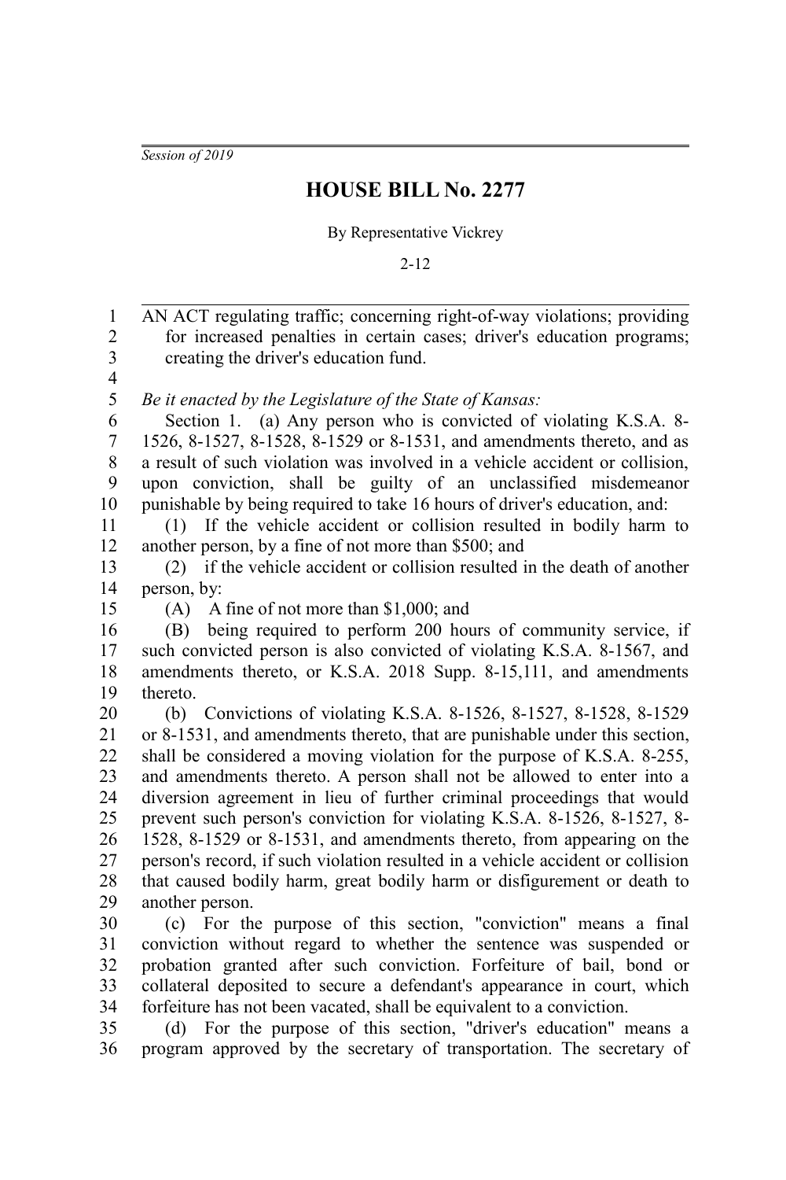*Session of 2019*

# HOUSE BILL No. 2277

By Representative Vickrey

2-12

AN ACT regulating traffic; concerning right-of-way violations; providing for increased penalties in certain cases; driver's education programs; creating the driver's education fund.

*Be it enacted by the Legislature of the State of Kansas:*

Section 1. (a) Any person who is convicted of violating K.S.A. 8-1526, 8-1527, 8-1528, 8-1529 or 8-1531, and amendments thereto, and as a result of such violation was involved in a vehicle accident or collision, upon conviction, shall be guilty of an unclassified misdemeanor punishable by being required to take 16 hours of driver's education, and:

(1) If the vehicle accident or collision resulted in bodily harm to another person, by a fine of not more than $500; and

(2) if the vehicle accident or collision resulted in the death of another person, by:

(A) A fine of not more than $1,000; and

(B) being required to perform 200 hours of community service, if such convicted person is also convicted of violating K.S.A. 8-1567, and amendments thereto, or K.S.A. 2018 Supp. 8-15,111, and amendments thereto.

(b) Convictions of violating K.S.A. 8-1526, 8-1527, 8-1528, 8-1529 or 8-1531, and amendments thereto, that are punishable under this section, shall be considered a moving violation for the purpose of K.S.A. 8-255, and amendments thereto. A person shall not be allowed to enter into a diversion agreement in lieu of further criminal proceedings that would prevent such person's conviction for violating K.S.A. 8-1526, 8-1527, 8-1528, 8-1529 or 8-1531, and amendments thereto, from appearing on the person's record, if such violation resulted in a vehicle accident or collision that caused bodily harm, great bodily harm or disfigurement or death to another person.

(c) For the purpose of this section, "conviction" means a final conviction without regard to whether the sentence was suspended or probation granted after such conviction. Forfeiture of bail, bond or collateral deposited to secure a defendant's appearance in court, which forfeiture has not been vacated, shall be equivalent to a conviction.

(d) For the purpose of this section, "driver's education" means a program approved by the secretary of transportation. The secretary of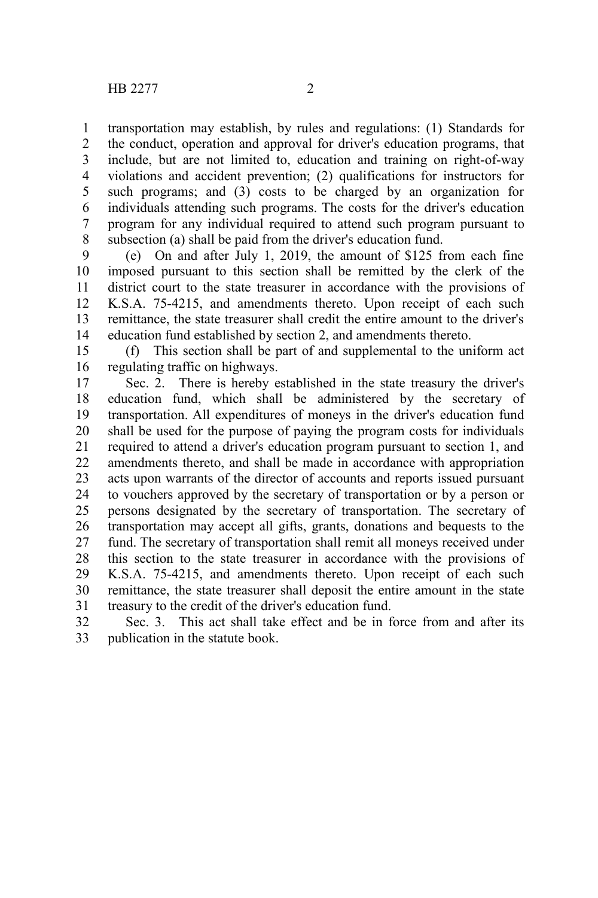transportation may establish, by rules and regulations: (1) Standards for the conduct, operation and approval for driver's education programs, that include, but are not limited to, education and training on right-of-way violations and accident prevention; (2) qualifications for instructors for such programs; and (3) costs to be charged by an organization for individuals attending such programs. The costs for the driver's education program for any individual required to attend such program pursuant to subsection (a) shall be paid from the driver's education fund.

(e) On and after July 1, 2019, the amount of $125 from each fine imposed pursuant to this section shall be remitted by the clerk of the district court to the state treasurer in accordance with the provisions of K.S.A. 75-4215, and amendments thereto. Upon receipt of each such remittance, the state treasurer shall credit the entire amount to the driver's education fund established by section 2, and amendments thereto.

(f) This section shall be part of and supplemental to the uniform act regulating traffic on highways.

Sec. 2. There is hereby established in the state treasury the driver's education fund, which shall be administered by the secretary of transportation. All expenditures of moneys in the driver's education fund shall be used for the purpose of paying the program costs for individuals required to attend a driver's education program pursuant to section 1, and amendments thereto, and shall be made in accordance with appropriation acts upon warrants of the director of accounts and reports issued pursuant to vouchers approved by the secretary of transportation or by a person or persons designated by the secretary of transportation. The secretary of transportation may accept all gifts, grants, donations and bequests to the fund. The secretary of transportation shall remit all moneys received under this section to the state treasurer in accordance with the provisions of K.S.A. 75-4215, and amendments thereto. Upon receipt of each such remittance, the state treasurer shall deposit the entire amount in the state treasury to the credit of the driver's education fund.

Sec. 3. This act shall take effect and be in force from and after its publication in the statute book.